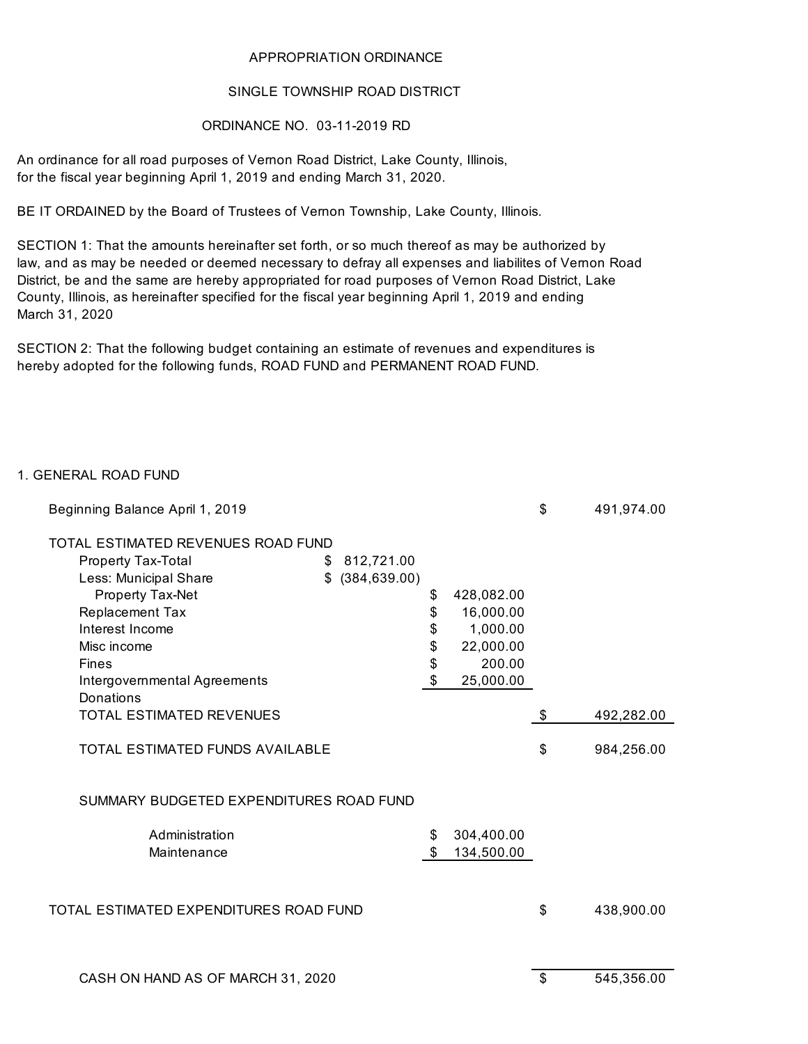APPROPRIATION ORDINANCE

SINGLE TOWNSHIP ROAD DISTRICT

ORDINANCE NO. 03-11-2019 RD

An ordinance for all road purposes of Vernon Road District, Lake County, Illinois, for the fiscal year beginning April 1, 2019 and ending March 31, 2020.

BE IT ORDAINED by the Board of Trustees of Vernon Township, Lake County, Illinois.

SECTION 1: That the amounts hereinafter set forth, or so much thereof as may be authorized by law, and as may be needed or deemed necessary to defray all expenses and liabilites of Vernon Road District, be and the same are hereby appropriated for road purposes of Vernon Road District, Lake County, Illinois, as hereinafter specified for the fiscal year beginning April 1, 2019 and ending March 31, 2020

SECTION 2: That the following budget containing an estimate of revenues and expenditures is hereby adopted for the following funds, ROAD FUND and PERMANENT ROAD FUND.

1. GENERAL ROAD FUND

| | | | |
|---|---|---|---|
| Beginning Balance April 1, 2019 | | | $ 491,974.00 |
| TOTAL ESTIMATED REVENUES ROAD FUND | | | |
| Property Tax-Total | $ 812,721.00 | | |
| Less: Municipal Share | $ (384,639.00) | | |
| Property Tax-Net | | $ 428,082.00 | |
| Replacement Tax | | $ 16,000.00 | |
| Interest Income | | $ 1,000.00 | |
| Misc income | | $ 22,000.00 | |
| Fines | | $ 200.00 | |
| Intergovernmental Agreements | | $ 25,000.00 | |
| Donations | | | |
| TOTAL ESTIMATED REVENUES | | | $ 492,282.00 |
| TOTAL ESTIMATED FUNDS AVAILABLE | | | $ 984,256.00 |
| SUMMARY BUDGETED EXPENDITURES ROAD FUND | | | |
| Administration | | $ 304,400.00 | |
| Maintenance | | $ 134,500.00 | |
| TOTAL ESTIMATED EXPENDITURES ROAD FUND | | | $ 438,900.00 |
| CASH ON HAND AS OF MARCH 31, 2020 | | | $ 545,356.00 |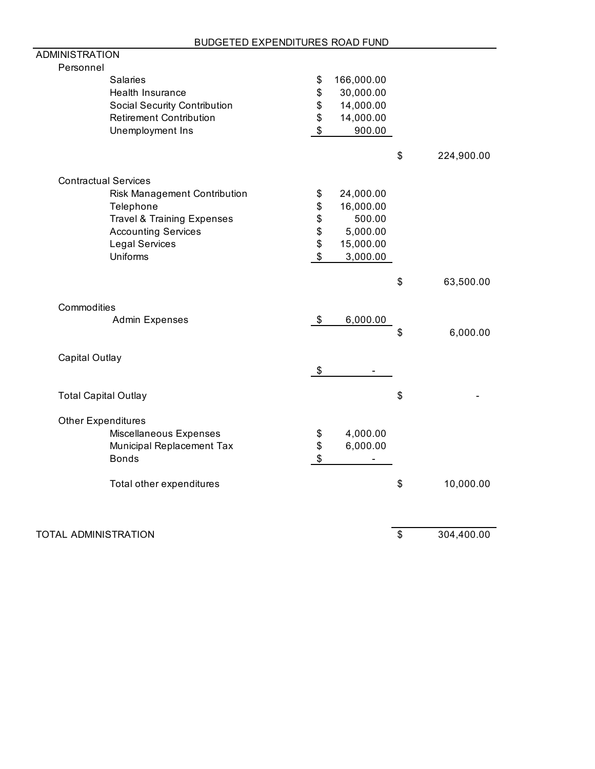## BUDGETED EXPENDITURES ROAD FUND

| | | Amount | Subtotal |
|---|---|---|---|
| **ADMINISTRATION** | | | |
| Personnel | | | |
| | Salaries | $ 166,000.00 | |
| | Health Insurance | $ 30,000.00 | |
| | Social Security Contribution | $ 14,000.00 | |
| | Retirement Contribution | $ 14,000.00 | |
| | Unemployment Ins | $ 900.00 | |
| | | | $ 224,900.00 |
| Contractual Services | | | |
| | Risk Management Contribution | $ 24,000.00 | |
| | Telephone | $ 16,000.00 | |
| | Travel & Training Expenses | $ 500.00 | |
| | Accounting Services | $ 5,000.00 | |
| | Legal Services | $ 15,000.00 | |
| | Uniforms | $ 3,000.00 | |
| | | | $ 63,500.00 |
| Commodities | | | |
| | Admin Expenses | $ 6,000.00 | |
| | | | $ 6,000.00 |
| Capital Outlay | | | |
| | | $ - | |
| Total Capital Outlay | | | $ - |
| Other Expenditures | | | |
| | Miscellaneous Expenses | $ 4,000.00 | |
| | Municipal Replacement Tax | $ 6,000.00 | |
| | Bonds | $ - | |
| | Total other expenditures | | $ 10,000.00 |
| **TOTAL ADMINISTRATION** | | | $ 304,400.00 |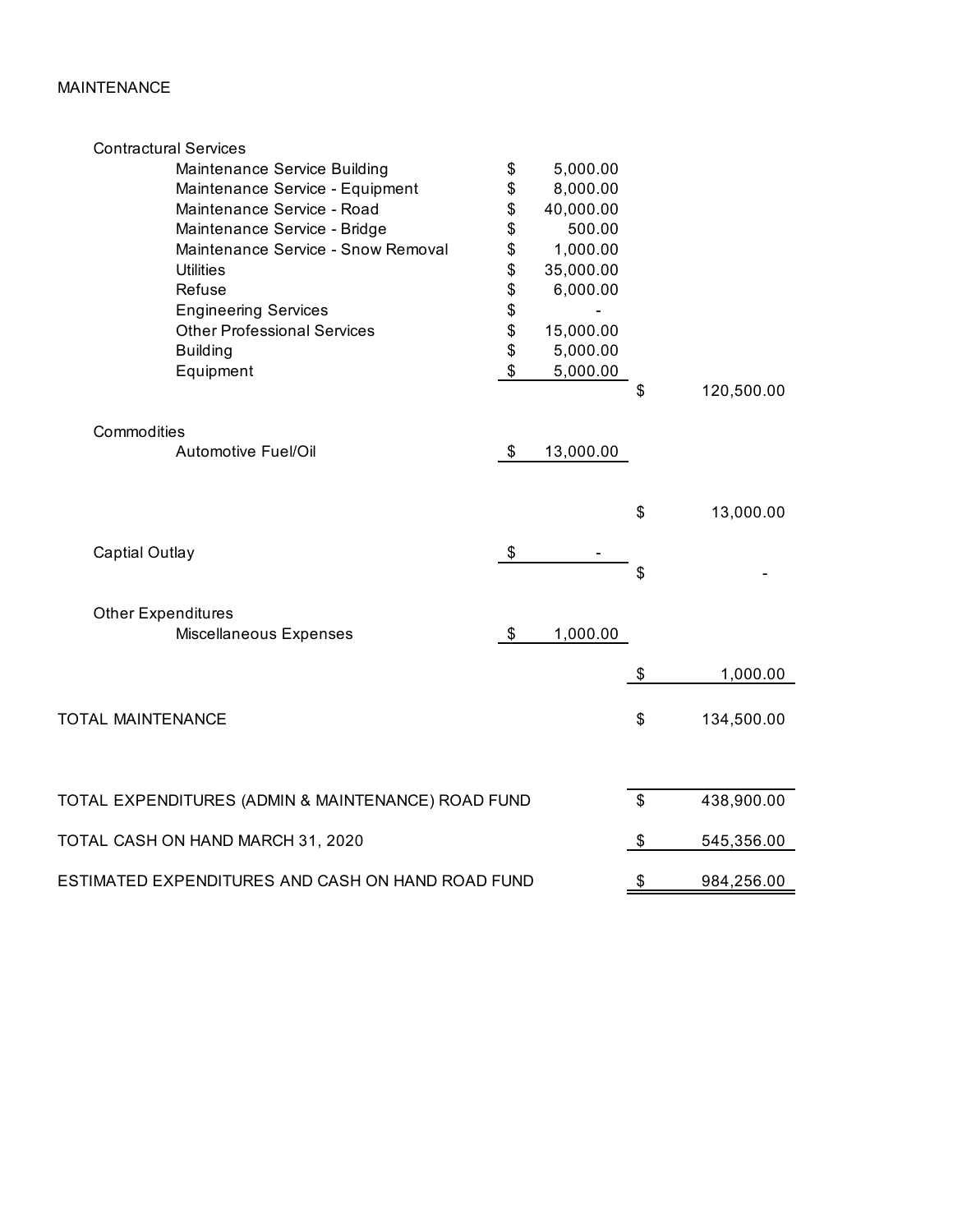MAINTENANCE

| | | |
|---|---|---|
| **Contractural Services** | | |
| Maintenance Service Building | $ 5,000.00 | |
| Maintenance Service - Equipment | $ 8,000.00 | |
| Maintenance Service - Road | $ 40,000.00 | |
| Maintenance Service - Bridge | $ 500.00 | |
| Maintenance Service - Snow Removal | $ 1,000.00 | |
| Utilities | $ 35,000.00 | |
| Refuse | $ 6,000.00 | |
| Engineering Services | $ - | |
| Other Professional Services | $ 15,000.00 | |
| Building | $ 5,000.00 | |
| Equipment | $ 5,000.00 | |
| | | $ 120,500.00 |
| **Commodities** | | |
| Automotive Fuel/Oil | $ 13,000.00 | |
| | | $ 13,000.00 |
| **Captial Outlay** | $ - | |
| | | $ - |
| **Other Expenditures** | | |
| Miscellaneous Expenses | $ 1,000.00 | |
| | | $ 1,000.00 |
| TOTAL MAINTENANCE | | $ 134,500.00 |
| TOTAL EXPENDITURES (ADMIN & MAINTENANCE) ROAD FUND | | $ 438,900.00 |
| TOTAL CASH ON HAND MARCH 31, 2020 | | $ 545,356.00 |
| ESTIMATED EXPENDITURES AND CASH ON HAND ROAD FUND | | $ 984,256.00 |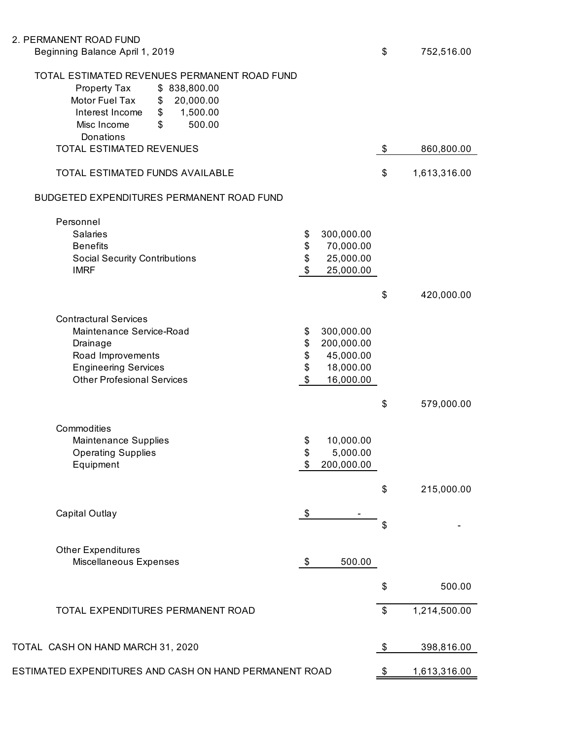## 2. PERMANENT ROAD FUND

| | | | |
|---|---|---|---|
| Beginning Balance April 1, 2019 | | | $ 752,516.00 |
| **TOTAL ESTIMATED REVENUES PERMANENT ROAD FUND** | | | |
| Property Tax | $ 838,800.00 | | |
| Motor Fuel Tax | $ 20,000.00 | | |
| Interest Income | $ 1,500.00 | | |
| Misc Income | $ 500.00 | | |
| Donations | | | |
| TOTAL ESTIMATED REVENUES | | | $ 860,800.00 |
| TOTAL ESTIMATED FUNDS AVAILABLE | | | $ 1,613,316.00 |
| **BUDGETED EXPENDITURES PERMANENT ROAD FUND** | | | |
| Personnel | | | |
| Salaries | | $ 300,000.00 | |
| Benefits | | $ 70,000.00 | |
| Social Security Contributions | | $ 25,000.00 | |
| IMRF | | $ 25,000.00 | |
| | | | $ 420,000.00 |
| Contractural Services | | | |
| Maintenance Service-Road | | $ 300,000.00 | |
| Drainage | | $ 200,000.00 | |
| Road Improvements | | $ 45,000.00 | |
| Engineering Services | | $ 18,000.00 | |
| Other Profesional Services | | $ 16,000.00 | |
| | | | $ 579,000.00 |
| Commodities | | | |
| Maintenance Supplies | | $ 10,000.00 | |
| Operating Supplies | | $ 5,000.00 | |
| Equipment | | $ 200,000.00 | |
| | | | $ 215,000.00 |
| Capital Outlay | | $ - | |
| | | | $ - |
| Other Expenditures | | | |
| Miscellaneous Expenses | | $ 500.00 | |
| | | | $ 500.00 |
| TOTAL EXPENDITURES PERMANENT ROAD | | | $ 1,214,500.00 |
| TOTAL CASH ON HAND MARCH 31, 2020 | | | $ 398,816.00 |
| ESTIMATED EXPENDITURES AND CASH ON HAND PERMANENT ROAD | | | $ 1,613,316.00 |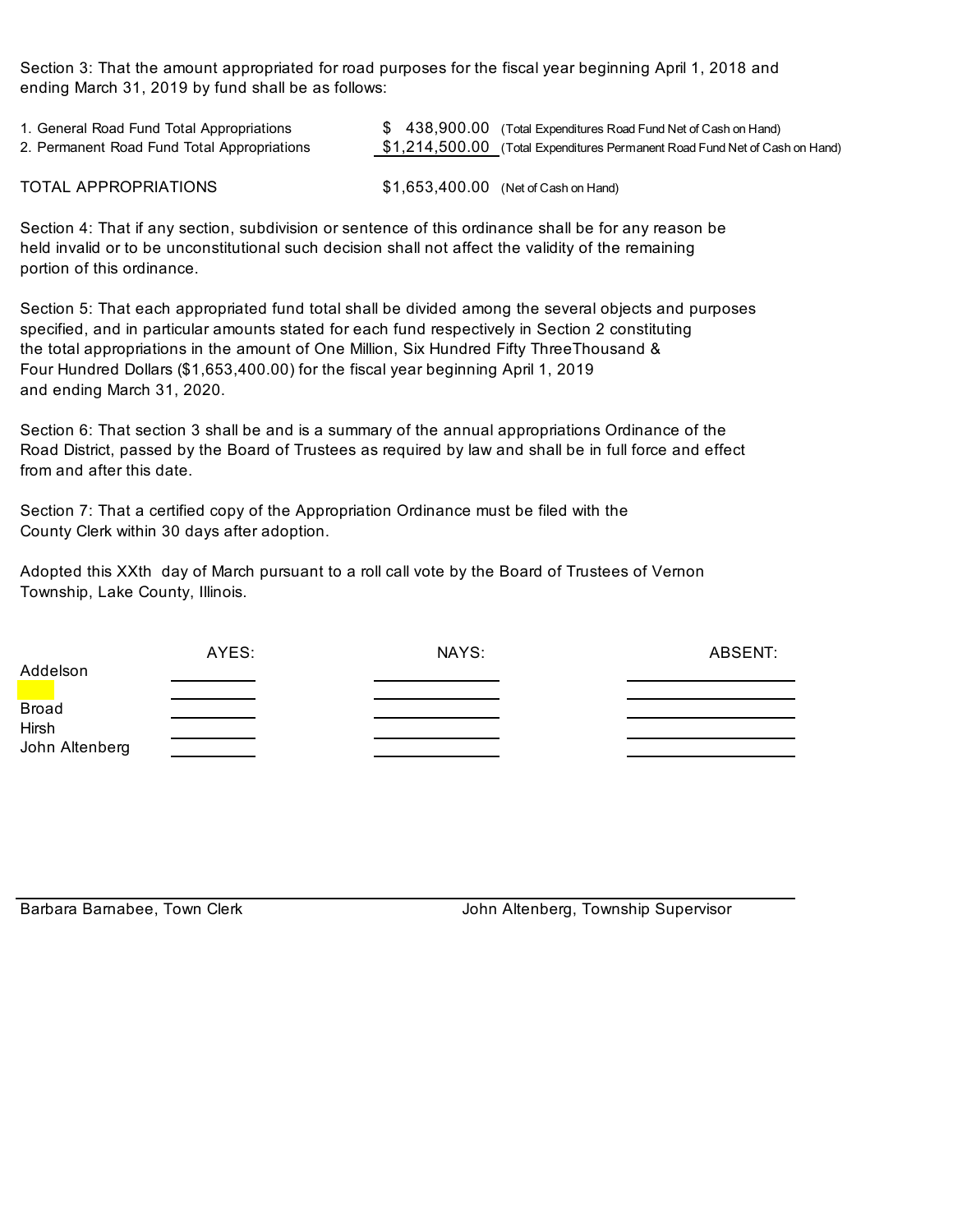Section 3: That the amount appropriated for road purposes for the fiscal year beginning April 1, 2018 and ending March 31, 2019 by fund shall be as follows:

| | | |
|---|---|---|
| 1. General Road Fund Total Appropriations | $ 438,900.00 | (Total Expenditures Road Fund Net of Cash on Hand) |
| 2. Permanent Road Fund Total Appropriations | $1,214,500.00 | (Total Expenditures Permanent Road Fund Net of Cash on Hand) |
| TOTAL APPROPRIATIONS | $1,653,400.00 | (Net of Cash on Hand) |

Section 4: That if any section, subdivision or sentence of this ordinance shall be for any reason be held invalid or to be unconstitutional such decision shall not affect the validity of the remaining portion of this ordinance.

Section 5: That each appropriated fund total shall be divided among the several objects and purposes specified, and in particular amounts stated for each fund respectively in Section 2 constituting the total appropriations in the amount of One Million, Six Hundred Fifty ThreeThousand & Four Hundred Dollars ($1,653,400.00) for the fiscal year beginning April 1, 2019 and ending March 31, 2020.

Section 6: That section 3 shall be and is a summary of the annual appropriations Ordinance of the Road District, passed by the Board of Trustees as required by law and shall be in full force and effect from and after this date.

Section 7: That a certified copy of the Appropriation Ordinance must be filed with the County Clerk within 30 days after adoption.

Adopted this XXth day of March pursuant to a roll call vote by the Board of Trustees of Vernon Township, Lake County, Illinois.

| | AYES: | NAYS: | ABSENT: |
|---|---|---|---|
| Addelson | | | |
| | | | |
| Broad | | | |
| Hirsh | | | |
| John Altenberg | | | |

Barbara Barnabee, Town Clerk

John Altenberg, Township Supervisor